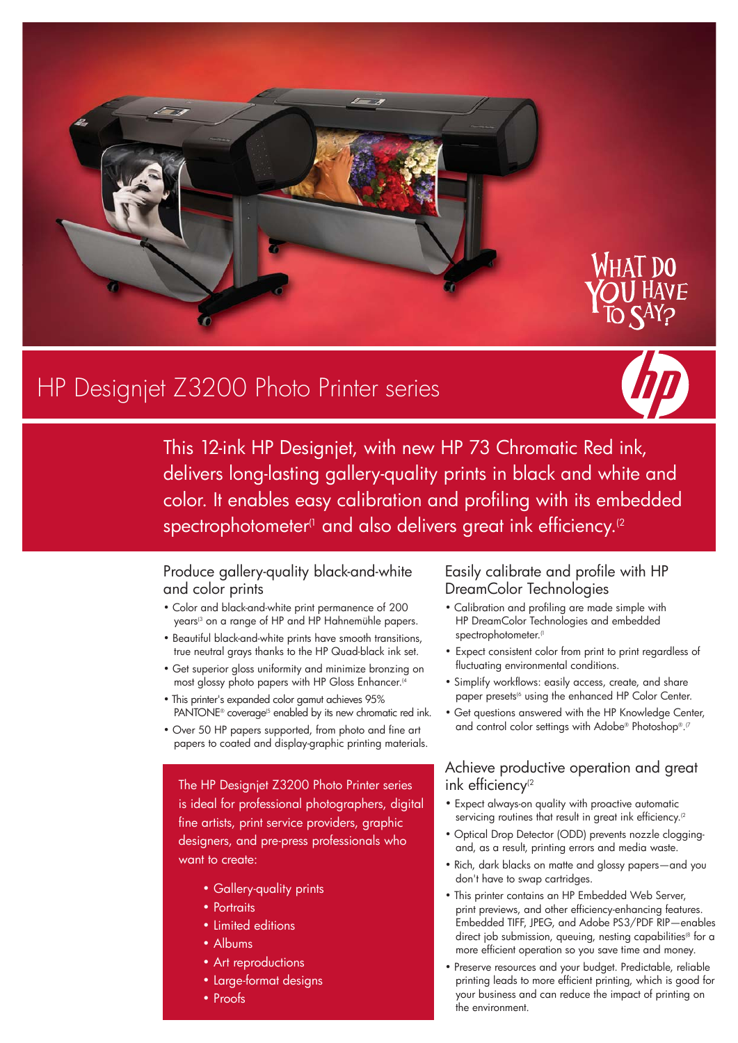WHAT DO YOU HAVE TO SAY?

# HP Designjet Z3200 Photo Printer series

This 12-ink HP Designjet, with new HP 73 Chromatic Red ink, delivers long-lasting gallery-quality prints in black and white and color. It enables easy calibration and profiling with its embedded spectrophotometer[1] and also delivers great ink efficiency.[2]

## Produce gallery-quality black-and-white and color prints

- Color and black-and-white print permanence of 200 years[3] on a range of HP and HP Hahnemühle papers.
- Beautiful black-and-white prints have smooth transitions, true neutral grays thanks to the HP Quad-black ink set.
- Get superior gloss uniformity and minimize bronzing on most glossy photo papers with HP Gloss Enhancer.[4]
- This printer's expanded color gamut achieves 95% PANTONE® coverage[5] enabled by its new chromatic red ink.
- Over 50 HP papers supported, from photo and fine art papers to coated and display-graphic printing materials.

The HP Designjet Z3200 Photo Printer series is ideal for professional photographers, digital fine artists, print service providers, graphic designers, and pre-press professionals who want to create:

- Gallery-quality prints
- Portraits
- Limited editions
- Albums
- Art reproductions
- Large-format designs
- Proofs

## Easily calibrate and profile with HP DreamColor Technologies

- Calibration and profiling are made simple with HP DreamColor Technologies and embedded spectrophotometer.[1]
- Expect consistent color from print to print regardless of fluctuating environmental conditions.
- Simplify workflows: easily access, create, and share paper presets[6] using the enhanced HP Color Center.
- Get questions answered with the HP Knowledge Center, and control color settings with Adobe® Photoshop®.[7]

## Achieve productive operation and great ink efficiency[2]

- Expect always-on quality with proactive automatic servicing routines that result in great ink efficiency.[2]
- Optical Drop Detector (ODD) prevents nozzle clogging-and, as a result, printing errors and media waste.
- Rich, dark blacks on matte and glossy papers—and you don't have to swap cartridges.
- This printer contains an HP Embedded Web Server, print previews, and other efficiency-enhancing features. Embedded TIFF, JPEG, and Adobe PS3/PDF RIP—enables direct job submission, queuing, nesting capabilities[8] for a more efficient operation so you save time and money.
- Preserve resources and your budget. Predictable, reliable printing leads to more efficient printing, which is good for your business and can reduce the impact of printing on the environment.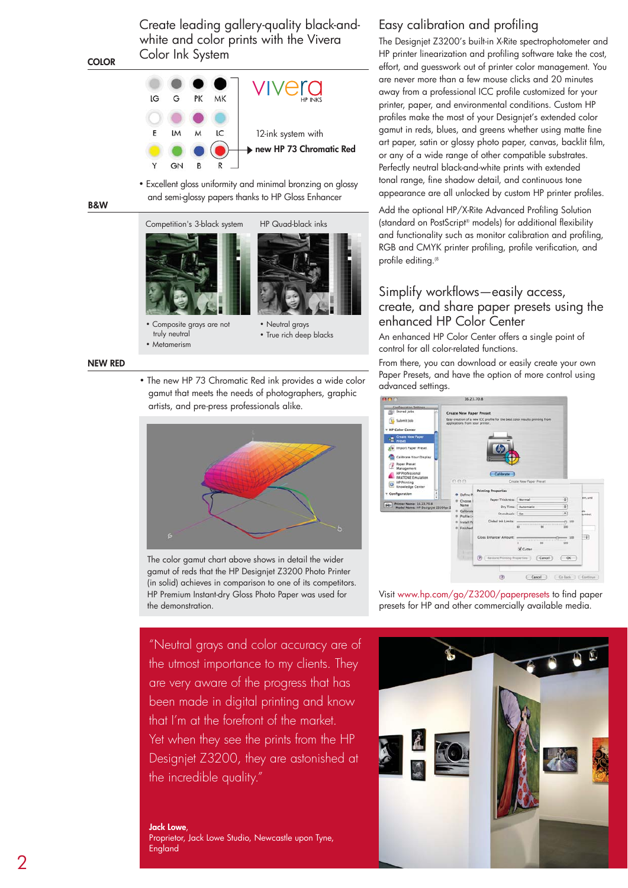## Create leading gallery-quality black-and-white and color prints with the Vivera Color Ink System

**COLOR**

LG G PK MK

E LM M LC

Y GN B R

vivera HP INKS

12-ink system with **new HP 73 Chromatic Red**

- Excellent gloss uniformity and minimal bronzing on glossy and semi-glossy papers thanks to HP Gloss Enhancer

**B&W**

| Competition's 3-black system | HP Quad-black inks |
|---|---|
| • Composite grays are not truly neutral<br>• Metamerism | • Neutral grays<br>• True rich deep blacks |

**NEW RED**

- The new HP 73 Chromatic Red ink provides a wide color gamut that meets the needs of photographers, graphic artists, and pre-press professionals alike.

The color gamut chart above shows in detail the wider gamut of reds that the HP Designjet Z3200 Photo Printer (in solid) achieves in comparison to one of its competitors. HP Premium Instant-dry Gloss Photo Paper was used for the demonstration.

## Easy calibration and profiling

The Designjet Z3200's built-in X-Rite spectrophotometer and HP printer linearization and profiling software take the cost, effort, and guesswork out of printer color management. You are never more than a few mouse clicks and 20 minutes away from a professional ICC profile customized for your printer, paper, and environmental conditions. Custom HP profiles make the most of your Designjet's extended color gamut in reds, blues, and greens whether using matte fine art paper, satin or glossy photo paper, canvas, backlit film, or any of a wide range of other compatible substrates. Perfectly neutral black-and-white prints with extended tonal range, fine shadow detail, and continuous tone appearance are all unlocked by custom HP printer profiles.

Add the optional HP/X-Rite Advanced Profiling Solution (standard on PostScript® models) for additional flexibility and functionality such as monitor calibration and profiling, RGB and CMYK printer profiling, profile verification, and profile editing.[8]

## Simplify workflows—easily access, create, and share paper presets using the enhanced HP Color Center

An enhanced HP Color Center offers a single point of control for all color-related functions.

From there, you can download or easily create your own Paper Presets, and have the option of more control using advanced settings.

Visit www.hp.com/go/Z3200/paperpresets to find paper presets for HP and other commercially available media.

"Neutral grays and color accuracy are of the utmost importance to my clients. They are very aware of the progress that has been made in digital printing and know that I'm at the forefront of the market. Yet when they see the prints from the HP Designjet Z3200, they are astonished at the incredible quality."

**Jack Lowe**,
Proprietor, Jack Lowe Studio, Newcastle upon Tyne, England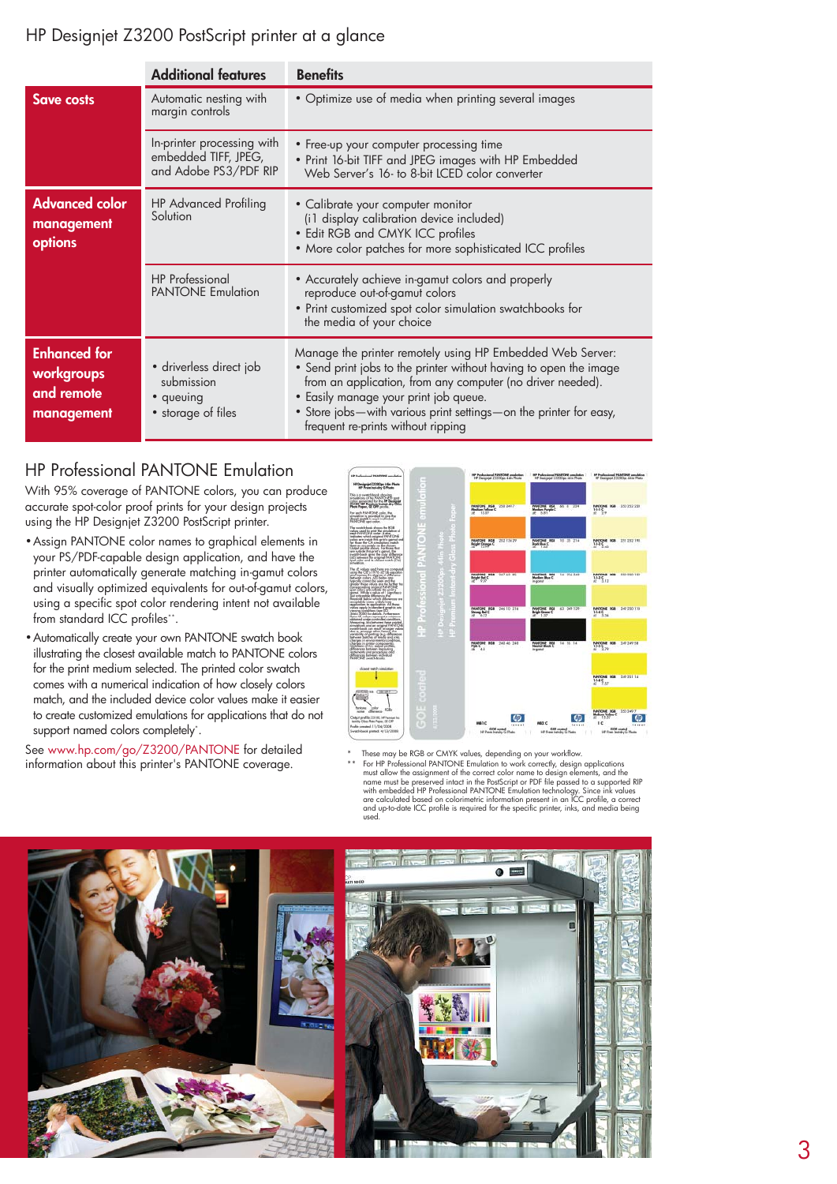## HP Designjet Z3200 PostScript printer at a glance

| | Additional features | Benefits |
|---|---|---|
| **Save costs** | Automatic nesting with margin controls | • Optimize use of media when printing several images |
| | In-printer processing with embedded TIFF, JPEG, and Adobe PS3/PDF RIP | • Free-up your computer processing time<br>• Print 16-bit TIFF and JPEG images with HP Embedded Web Server's 16- to 8-bit LCED color converter |
| **Advanced color management options** | HP Advanced Profiling Solution | • Calibrate your computer monitor (i1 display calibration device included)<br>• Edit RGB and CMYK ICC profiles<br>• More color patches for more sophisticated ICC profiles |
| | HP Professional PANTONE Emulation | • Accurately achieve in-gamut colors and properly reproduce out-of-gamut colors<br>• Print customized spot color simulation swatchbooks for the media of your choice |
| **Enhanced for workgroups and remote management** | • driverless direct job submission<br>• queuing<br>• storage of files | Manage the printer remotely using HP Embedded Web Server:<br>• Send print jobs to the printer without having to open the image from an application, from any computer (no driver needed).<br>• Easily manage your print job queue.<br>• Store jobs—with various print settings—on the printer for easy, frequent re-prints without ripping |

## HP Professional PANTONE Emulation

With 95% coverage of PANTONE colors, you can produce accurate spot-color proof prints for your design projects using the HP Designjet Z3200 PostScript printer.

- Assign PANTONE color names to graphical elements in your PS/PDF-capable design application, and have the printer automatically generate matching in-gamut colors and visually optimized equivalents for out-of-gamut colors, using a specific spot color rendering intent not available from standard ICC profiles**.
- Automatically create your own PANTONE swatch book illustrating the closest available match to PANTONE colors for the print medium selected. The printed color swatch comes with a numerical indication of how closely colors match, and the included device color values make it easier to create customized emulations for applications that do not support named colors completely*.

See www.hp.com/go/Z3200/PANTONE for detailed information about this printer's PANTONE coverage.

\* These may be RGB or CMYK values, depending on your workflow.

\*\* For HP Professional PANTONE Emulation to work correctly, design applications must allow the assignment of the correct color name to design elements, and the name must be preserved intact in the PostScript or PDF file passed to a supported RIP with embedded HP Professional PANTONE Emulation technology. Since ink values are calculated based on colorimetric information present in an ICC profile, a correct and up-to-date ICC profile is required for the specific printer, inks, and media being used.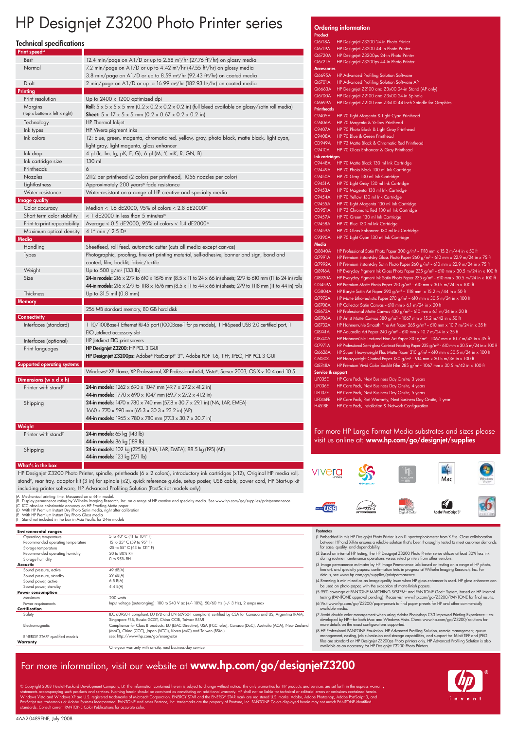# HP Designjet Z3200 Photo Printer series

## Technical specifications

| | |
|---|---|
| **Print speed**[A] | |
| Best | 12.4 min/page on A1/D or up to 2.58 m²/hr (27.76 ft²/hr) on glossy media |
| Normal | 7.2 min/page on A1/D or up to 4.42 m²/hr (47.55 ft²/hr) on glossy media<br>3.8 min/page on A1/D or up to 8.59 m²/hr (92.43 ft²/hr) on coated media |
| Draft | 2 min/page on A1/D or up to 16.99 m²/hr (182.93 ft²/hr) on coated media |
| **Printing** | |
| Print resolution | Up to 2400 x 1200 optimized dpi |
| Margins (top x bottom x left x right) | **Roll:** 5 x 5 x 5 x 5 mm (0.2 x 0.2 x 0.2 x 0.2 in) (full bleed available on glossy/satin roll media)<br>**Sheet:** 5 x 17 x 5 x 5 mm (0.2 x 0.67 x 0.2 x 0.2 in) |
| Technology | HP Thermal Inkjet |
| Ink types | HP Vivera pigment inks |
| Ink colors | 12: blue, green, magenta, chromatic red, yellow, gray, photo black, matte black, light cyan, light gray, light magenta, gloss enhancer |
| Ink drop | 4 pl (lc, lm, lg, pK, E, G), 6 pl (M, Y, mK, R, GN, B) |
| Ink cartridge size | 130 ml |
| Printheads | 6 |
| Nozzles | 2112 per printhead (2 colors per printhead, 1056 nozzles per color) |
| Lightfastness | Approximately 200 years[B] fade resistance |
| Water resistance | Water-resistant on a range of HP creative and specialty media |
| **Image quality** | |
| Color accuracy | Median < 1.6 dE2000, 95% of colors < 2.8 dE2000[C] |
| Short term color stability | < 1 dE2000 in less than 5 minutes[D] |
| Print-to-print repeatability | Average < 0.5 dE2000, 95% of colors < 1.4 dE2000[D] |
| Maximum optical density | 4 L* min / 2.5 D[E] |
| **Media** | |
| Handling | Sheetfeed, roll feed, automatic cutter (cuts all media except canvas) |
| Types | Photographic, proofing, fine art printing material, self-adhesive, banner and sign, bond and coated, film, backlit, fabric/textile |
| Weight | Up to 500 g/m² (133 lb) |
| Size | **24-in models:** 216 x 279 to 610 x 1676 mm (8.5 x 11 to 24 x 66 in) sheets; 279 to 610 mm (11 to 24 in) rolls<br>**44-in models:** 216 x 279 to 1118 x 1676 mm (8.5 x 11 to 44 x 66 in) sheets; 279 to 1118 mm (11 to 44 in) rolls |
| Thickness | Up to 31.5 mil (0.8 mm) |
| **Memory** | |
| | 256 MB standard memory, 80 GB hard disk |
| **Connectivity** | |
| Interfaces (standard) | 1 10/100Base-T Ethernet RJ-45 port (1000Base-T for ps models), 1 Hi-Speed USB 2.0 certified port, 1 EIO Jetdirect accessory slot |
| Interfaces (optional) | HP Jetdirect EIO print servers |
| Print languages | **HP Designjet Z3200:** HP PCL 3 GUI<br>**HP Designjet Z3200ps:** Adobe® PostScript® 3™, Adobe PDF 1.6, TIFF, JPEG, HP PCL 3 GUI |
| **Supported operating systems** | |
| | Windows® XP Home, XP Professional, XP Professional x64, Vista®, Server 2003, OS X v 10.4 and 10.5 |
| **Dimensions (w x d x h)** | |
| Printer with stand[F] | **24-in models:** 1262 x 690 x 1047 mm (49.7 x 27.2 x 41.2 in)<br>**44-in models:** 1770 x 690 x 1047 mm (69.7 x 27.2 x 41.2 in) |
| Shipping | **24-in models:** 1470 x 780 x 740 mm (57.8 x 30.7 x 29.1 in) (NA, LAR, EMEA)<br>1660 x 770 x 590 mm (65.3 x 30.3 x 23.2 in) (AP)<br>**44-in models:** 1965 x 780 x 780 mm (77.3 x 30.7 x 30.7 in) |
| **Weight** | |
| Printer with stand[F] | **24-in models:** 65 kg (143 lb)<br>**44-in models:** 86 kg (189 lb) |
| Shipping | **24-in models:** 102 kg (225 lb) (NA, LAR, EMEA); 88.5 kg (195) (AP)<br>**44-in models:** 123 kg (271 lb) |

**What's in the box**

HP Designjet Z3200 Photo Printer, spindle, printheads (6 x 2 colors), introductory ink cartridges (x12), Original HP media roll, stand[F], rear tray, adaptor kit (3 in) for spindle (x2), quick reference guide, setup poster, USB cable, power cord, HP Start-up kit including printer software, HP Advanced Profiling Solution (PostScript models only)

(A Mechanical printing time. Measured on a 44-in model.
(B Display permanence rating by Wilhelm Imaging Research, Inc. on a range of HP creative and specialty media. See www.hp.com/go/supplies/printpermanence
(C ICC absolute colorimetric accuracy on HP Proofing Matte paper
(D With HP Premium Instant Dry Photo Satin media, right after calibration
(E With HP Premium Instant Dry Photo Gloss media
(F Stand not included in the box in Asia Pacific for 24-in models

| | |
|---|---|
| **Environmental ranges** | |
| Operating temperature | 5 to 40° C (41 to 104° F) |
| Recommended operating temperature | 15 to 35° C (59 to 95° F) |
| Storage temperature | -25 to 55° C (-13 to 131° F) |
| Recommended operating humidity | 20 to 80% RH |
| Storage humidity | 0 to 95% RH |
| **Acoustic** | |
| Sound pressure, active | 49 dB(A) |
| Sound pressure, standby | 29 dB(A) |
| Sound power, active | 6.5 B(A) |
| Sound power, standby | 4.4 B(A) |
| **Power consumption** | |
| Maximum | 200 watts |
| Power requirements | Input voltage (autoranging): 100 to 240 V ac (+/- 10%), 50/60 Hz (+/- 3 Hz), 2 amps max |
| **Certification** | |
| Safety | IEC 60950-1 compliant, EU LVD and EN 60950-1 compliant, certified by CSA for Canada and US, Argentina IRAM, Singapore PSB, Russia GOST, China CCIB, Taiwan BSMI |
| Electromagnetic | Compliance for Class B products: EU (EMC Directive), USA (FCC rules), Canada (DoC), Australia (ACA), New Zealand (MoC), China (CCC), Japan (VCCI), Korea (MIC) and Taiwan (BSMI) |
| ENERGY STAR® qualified models | see: http://www.hp.com/go/energystar |
| **Warranty** | |
| | One-year warranty with on-site, next business-day service |

## Ordering information

| | |
|---|---|
| **Product** | |
| Q6718A | HP Designjet Z3200 24-in Photo Printer |
| Q6719A | HP Designjet Z3200 44-in Photo Printer |
| Q6720A | HP Designjet Z3200ps 24-in Photo Printer |
| Q6721A | HP Designjet Z3200ps 44-in Photo Printer |
| **Accessories** | |
| Q6695A | HP Advanced Profiling Solution Software |
| Q6701A | HP Advanced Profiling Solution Software AP |
| Q6663A | HP Designjet Z2100 and Z3x00 24-in Stand (AP only) |
| Q6700A | HP Designjet Z2100 and Z3x00 24-in Spindle |
| Q6699A | HP Designjet Z2100 and Z3x00 44-inch Spindle for Graphics |
| **Printheads** | |
| C9405A | HP 70 Light Magenta & Light Cyan Printhead |
| C9406A | HP 70 Magenta & Yellow Printhead |
| C9407A | HP 70 Photo Black & Light Gray Printhead |
| C9408A | HP 70 Blue & Green Printhead |
| CD949A | HP 73 Matte Black & Chromatic Red Printhead |
| C9410A | HP 70 Gloss Enhancer & Gray Printhead |
| **Ink cartridges** | |
| C9448A | HP 70 Matte Black 130 ml Ink Cartridge |
| C9449A | HP 70 Photo Black 130 ml Ink Cartridge |
| C9450A | HP 70 Gray 130 ml Ink Cartridge |
| C9451A | HP 70 Light Gray 130 ml Ink Cartridge |
| C9453A | HP 70 Magenta 130 ml Ink Cartridge |
| C9454A | HP 70 Yellow 130 ml Ink Cartridge |
| C9455A | HP 70 Light Magenta 130 ml Ink Cartridge |
| CD951A | HP 73 Chromatic Red 130 ml Ink Cartridge |
| C9457A | HP 70 Green 130 ml Ink Cartridge |
| C9458A | HP 70 Blue 130 ml Ink Cartridge |
| C9459A | HP 70 Gloss Enhancer 130 ml Ink Cartridge |
| C9390A | HP 70 Light Cyan 130 ml Ink Cartridge |
| **Media** | |
| Q8840A | HP Professional Satin Photo Paper 300 g/m² – 1118 mm x 15.2 m/44 in x 50 ft |
| Q7991A | HP Premium Instant-dry Gloss Photo Paper 260 g/m² – 610 mm x 22.9 m/24 in x 75 ft |
| Q7992A | HP Premium Instant-dry Satin Photo Paper 260 g/m² – 610 mm x 22.9 m/24 in x 75 ft |
| Q8916A | HP Everyday Pigment Ink Gloss Photo Paper 235 g/m² – 610 mm x 30.5 m/24 in x 100 ft |
| Q8920A | HP Everyday Pigment Ink Satin Photo Paper 235 g/m² – 610 mm x 30.5 m/24 in x 100 ft |
| CG459A | HP Premium Matte Photo Paper 210 g/m² – 610 mm x 30.5 m/24 in x 100 ft |
| CG804A | HP Baryte Satin Art Paper 290 g/m² – 1118 mm x 15.2 m /44 in x 50 ft |
| Q7972A | HP Matte Litho-realistic Paper 270 g/m² – 610 mm x 30.5 m/24 in x 100 ft |
| Q8708A | HP Collector Satin Canvas – 610 mm x 6.1 m/24 in x 20 ft |
| Q8673A | HP Professional Matte Canvas 430 g/m² – 610 mm x 6.1 m/24 in x 20 ft |
| Q8706A | HP Artist Matte Canvas 380 g/m² – 1067 mm x 15.2 m/42 in x 50 ft |
| Q8732A | HP Hahnemühle Smooth Fine Art Paper 265 g/m² – 610 mm x 10.7 m/24 in x 35 ft |
| Q8741A | HP Aquarella Art Paper 240 g/m² – 610 mm x 10.7 m/24 in x 35 ft |
| Q8740A | HP Hahnemühle Textured Fine Art Paper 310 g/m² – 1067 mm x 10.7 m/42 in x 35 ft |
| Q7971A | HP Professional Semi-gloss Contract Proofing Paper 235 g/m² – 610 mm x 30.5 m/24 in x 100 ft |
| Q6626A | HP Super Heavyweight Plus Matte Paper 210 g/m² – 610 mm x 30.5 m/24 in x 100 ft |
| C6030C | HP Heavyweight Coated Paper 130 g/m² – 914 mm x 30.5 m/36 in x 100 ft |
| Q8748A | HP Premium Vivid Color Backlit Film 285 g/m² – 1067 mm x 30.5 m/42 in x 100 ft |
| **Service & support** | |
| UF035E | HP Care Pack, Next Business Day Onsite, 3 years |
| UF036E | HP Care Pack, Next Business Day Onsite, 4 years |
| UF037E | HP Care Pack, Next Business Day Onsite, 5 years |
| UF046PE | HP Care Pack, Post Warranty, Next Business Day Onsite, 1 year |
| H4518E | HP Care Pack, Installation & Network Configuration |

For more HP Large Format Media substrates and sizes please visit us online at: **www.hp.com/go/designjet/supplies**

### Footnotes

(1 Embedded in this HP Designjet Photo Printer is an i1 spectrophotometer from X-Rite. Close collaboration between HP and X-Rite ensures a reliable solution that's been thoroughly tested to meet customer demands for ease, quality, and dependability.

(2 Based on internal HP testing, the HP Designjet Z3200 Photo Printer series utilizes at least 30% less ink during routine maintenance operations versus select printers from other vendors.

(3 Image permanence estimates by HP Image Permanence Lab based on testing on a range of HP photo, fine art, and specialty papers: confirmation tests in progress at Wilhelm Imaging Research, Inc. For details, see www.hp.com/go/supplies/printpermanence.

(4 Bronzing is minimized as an image-quality issue when HP gloss enhancer is used. HP gloss enhancer can be used on photo paper, with the exception of matte-finish papers.

(5 95% coverage of PANTONE MATCHING SYSTEM® and PANTONE Goe™ System, based on HP internal testing (PANTONE approval pending). Please visit www.hp.com/go/Z3200/PANTONE for final results.

(6 Visit www.hp.com/go/Z3200/paperpresets to find paper presets for HP and other commercially available media.

(7 Avoid double color management when using Adobe Photoshop CS3 Improved Printing Experience—co-developed by HP—for both Mac and Windows Vista. Check www.hp.com/go/Z3200/solutions for more details on the exact configurations supported.

(8 HP Professional PANTONE Emulation, HP Advanced Profiling Solution, remote management, queue management, nesting, job submission and storage capabilities, and support for 16-bit TIFF and JPEG files are standard on HP Designjet Z3200ps Photo printers only. HP Advanced Profiling Solution is also available as an accessory for HP Designjet Z3200 Photo Printers.

## For more information, visit our website at **www.hp.com/go/designjetZ3200**

© Copyright 2008 Hewlett-Packard Development Company, L.P. The information contained herein is subject to change without notice. The only warranties for HP products and services are set forth in the express warranty statements accompanying such products and services. Nothing herein should be construed as constituting an additional warranty. HP shall not be liable for technical or editorial errors or omissions contained herein. Windows Vista and Windows XP are U.S. registered trademarks of Microsoft Corporation. ENERGY STAR and the ENERGY STAR mark are registered U.S. marks. Adobe, Adobe Photoshop, Adobe PostScript 3, and PostScript are trademarks of Adobe Systems Incorporated. PANTONE and other Pantone, Inc. trademarks are the property of Pantone, Inc. PANTONE Colors displayed herein may not match PANTONE-identified standards. Consult current PANTONE Color Publications for accurate color.

4AA2-0489ENE, July 2008